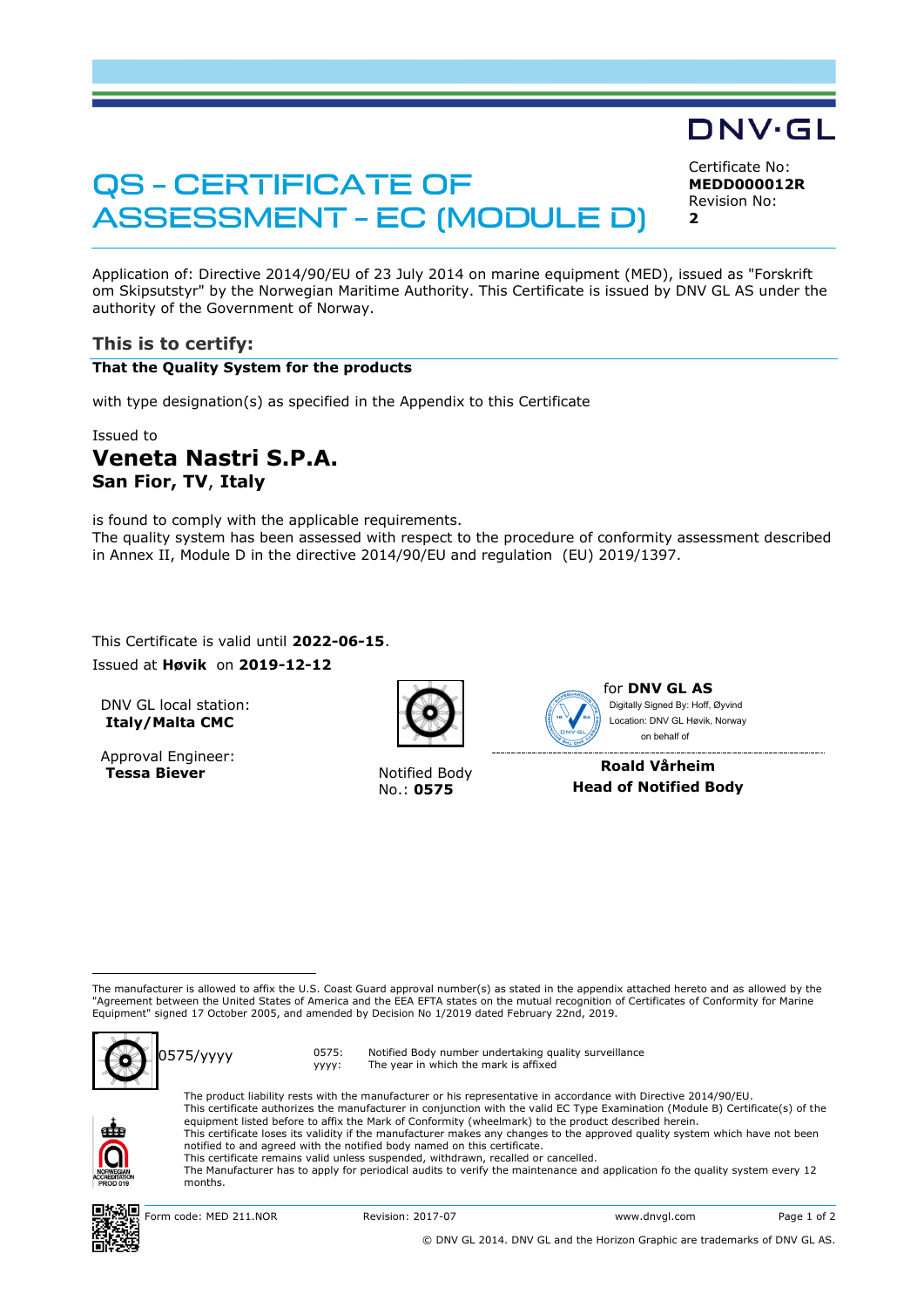DNV·GL

# QS - CERTIFICATE OF ASSESSMENT - EC (MODULE D)

Certificate No:
**MEDD000012R**
Revision No:
**2**

Application of: Directive 2014/90/EU of 23 July 2014 on marine equipment (MED), issued as "Forskrift om Skipsutstyr" by the Norwegian Maritime Authority. This Certificate is issued by DNV GL AS under the authority of the Government of Norway.

## This is to certify:

**That the Quality System for the products**

with type designation(s) as specified in the Appendix to this Certificate

Issued to

## Veneta Nastri S.P.A.

**San Fior, TV, Italy**

is found to comply with the applicable requirements.
The quality system has been assessed with respect to the procedure of conformity assessment described in Annex II, Module D in the directive 2014/90/EU and regulation (EU) 2019/1397.

This Certificate is valid until **2022-06-15**.
Issued at **Høvik** on **2019-12-12**

DNV GL local station:
**Italy/Malta CMC**

Approval Engineer:
**Tessa Biever**

Notified Body No.: **0575**

for **DNV GL AS**
Digitally Signed By: Hoff, Øyvind
Location: DNV GL Høvik, Norway
on behalf of

**Roald Vårheim**
**Head of Notified Body**

---

The manufacturer is allowed to affix the U.S. Coast Guard approval number(s) as stated in the appendix attached hereto and as allowed by the "Agreement between the United States of America and the EEA EFTA states on the mutual recognition of Certificates of Conformity for Marine Equipment" signed 17 October 2005, and amended by Decision No 1/2019 dated February 22nd, 2019.

0575/yyyy

0575: Notified Body number undertaking quality surveillance
yyyy: The year in which the mark is affixed

The product liability rests with the manufacturer or his representative in accordance with Directive 2014/90/EU.
This certificate authorizes the manufacturer in conjunction with the valid EC Type Examination (Module B) Certificate(s) of the equipment listed before to affix the Mark of Conformity (wheelmark) to the product described herein.
This certificate loses its validity if the manufacturer makes any changes to the approved quality system which have not been notified to and agreed with the notified body named on this certificate.
This certificate remains valid unless suspended, withdrawn, recalled or cancelled.
The Manufacturer has to apply for periodical audits to verify the maintenance and application fo the quality system every 12 months.

NORWEGIAN ACCREDITATION PROD 019

Form code: MED 211.NOR Revision: 2017-07 www.dnvgl.com

© DNV GL 2014. DNV GL and the Horizon Graphic are trademarks of DNV GL AS.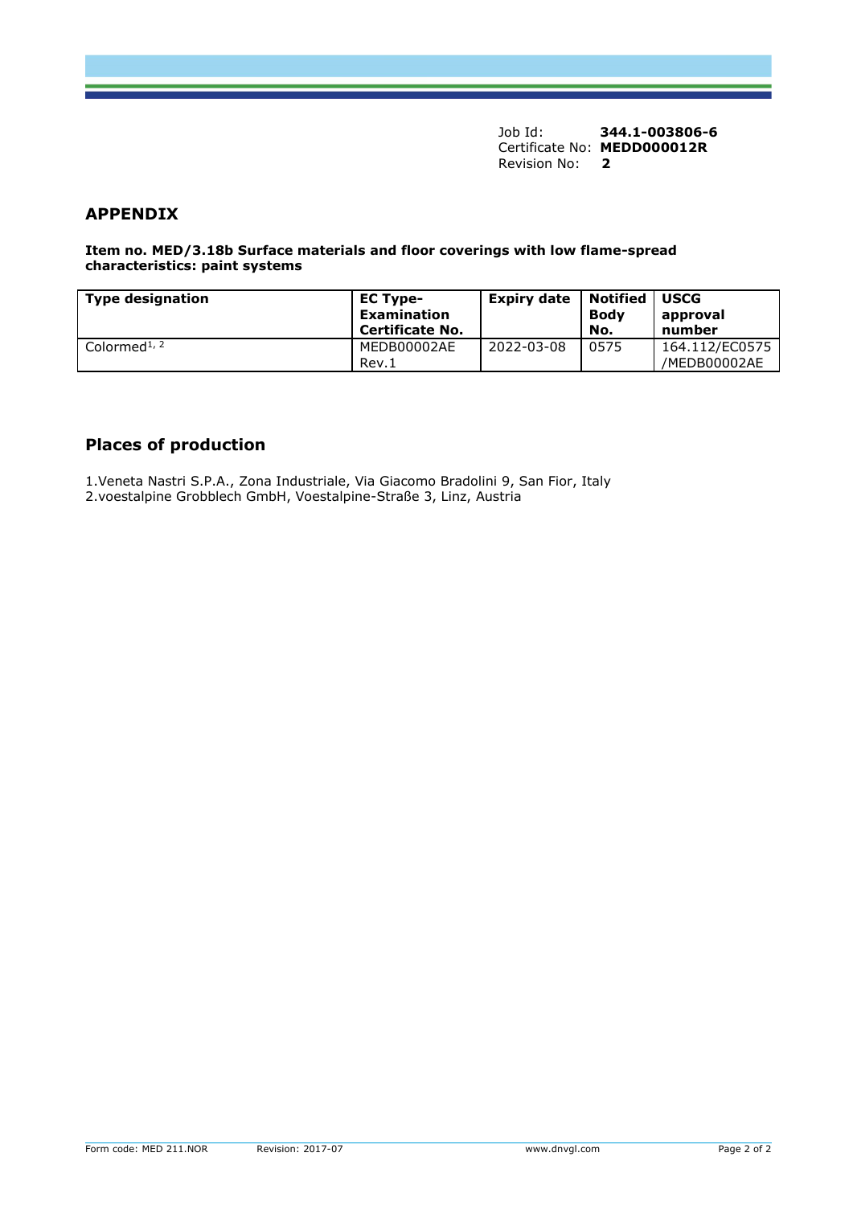Job Id: **344.1-003806-6**
Certificate No: **MEDD000012R**
Revision No: **2**

## APPENDIX

**Item no. MED/3.18b Surface materials and floor coverings with low flame-spread characteristics: paint systems**

| Type designation | EC Type-Examination Certificate No. | Expiry date | Notified Body No. | USCG approval number |
|---|---|---|---|---|
| Colormed[1, 2] | MEDB00002AE Rev.1 | 2022-03-08 | 0575 | 164.112/EC0575 /MEDB00002AE |

## Places of production

1.Veneta Nastri S.P.A., Zona Industriale, Via Giacomo Bradolini 9, San Fior, Italy
2.voestalpine Grobblech GmbH, Voestalpine-Straße 3, Linz, Austria

Form code: MED 211.NOR Revision: 2017-07 www.dnvgl.com